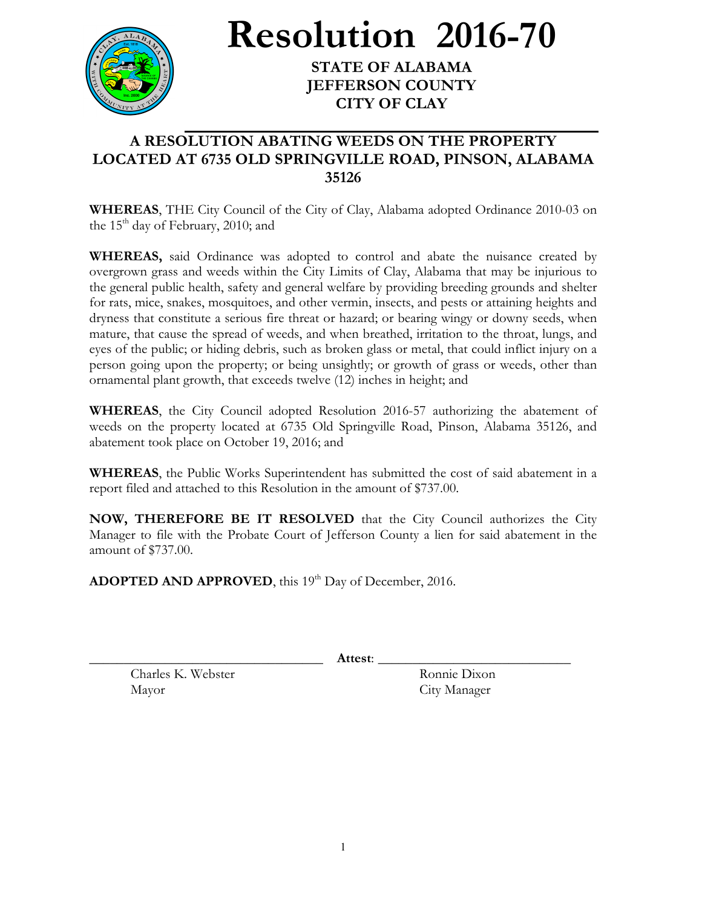# Resolution 2016-70

**STATE OF ALABAMA**
**JEFFERSON COUNTY**
**CITY OF CLAY**

## A RESOLUTION ABATING WEEDS ON THE PROPERTY LOCATED AT 6735 OLD SPRINGVILLE ROAD, PINSON, ALABAMA 35126

**WHEREAS**, THE City Council of the City of Clay, Alabama adopted Ordinance 2010-03 on the 15th day of February, 2010; and

**WHEREAS,** said Ordinance was adopted to control and abate the nuisance created by overgrown grass and weeds within the City Limits of Clay, Alabama that may be injurious to the general public health, safety and general welfare by providing breeding grounds and shelter for rats, mice, snakes, mosquitoes, and other vermin, insects, and pests or attaining heights and dryness that constitute a serious fire threat or hazard; or bearing wingy or downy seeds, when mature, that cause the spread of weeds, and when breathed, irritation to the throat, lungs, and eyes of the public; or hiding debris, such as broken glass or metal, that could inflict injury on a person going upon the property; or being unsightly; or growth of grass or weeds, other than ornamental plant growth, that exceeds twelve (12) inches in height; and

**WHEREAS**, the City Council adopted Resolution 2016-57 authorizing the abatement of weeds on the property located at 6735 Old Springville Road, Pinson, Alabama 35126, and abatement took place on October 19, 2016; and

**WHEREAS**, the Public Works Superintendent has submitted the cost of said abatement in a report filed and attached to this Resolution in the amount of $737.00.

**NOW, THEREFORE BE IT RESOLVED** that the City Council authorizes the City Manager to file with the Probate Court of Jefferson County a lien for said abatement in the amount of $737.00.

**ADOPTED AND APPROVED**, this 19th Day of December, 2016.

\_\_\_\_\_\_\_\_\_\_\_\_\_\_\_\_\_\_\_\_\_\_\_\_\_\_\_\_\_\_\_\_ **Attest**: \_\_\_\_\_\_\_\_\_\_\_\_\_\_\_\_\_\_\_\_\_\_\_\_\_\_\_\_

Charles K. Webster
Mayor

Ronnie Dixon
City Manager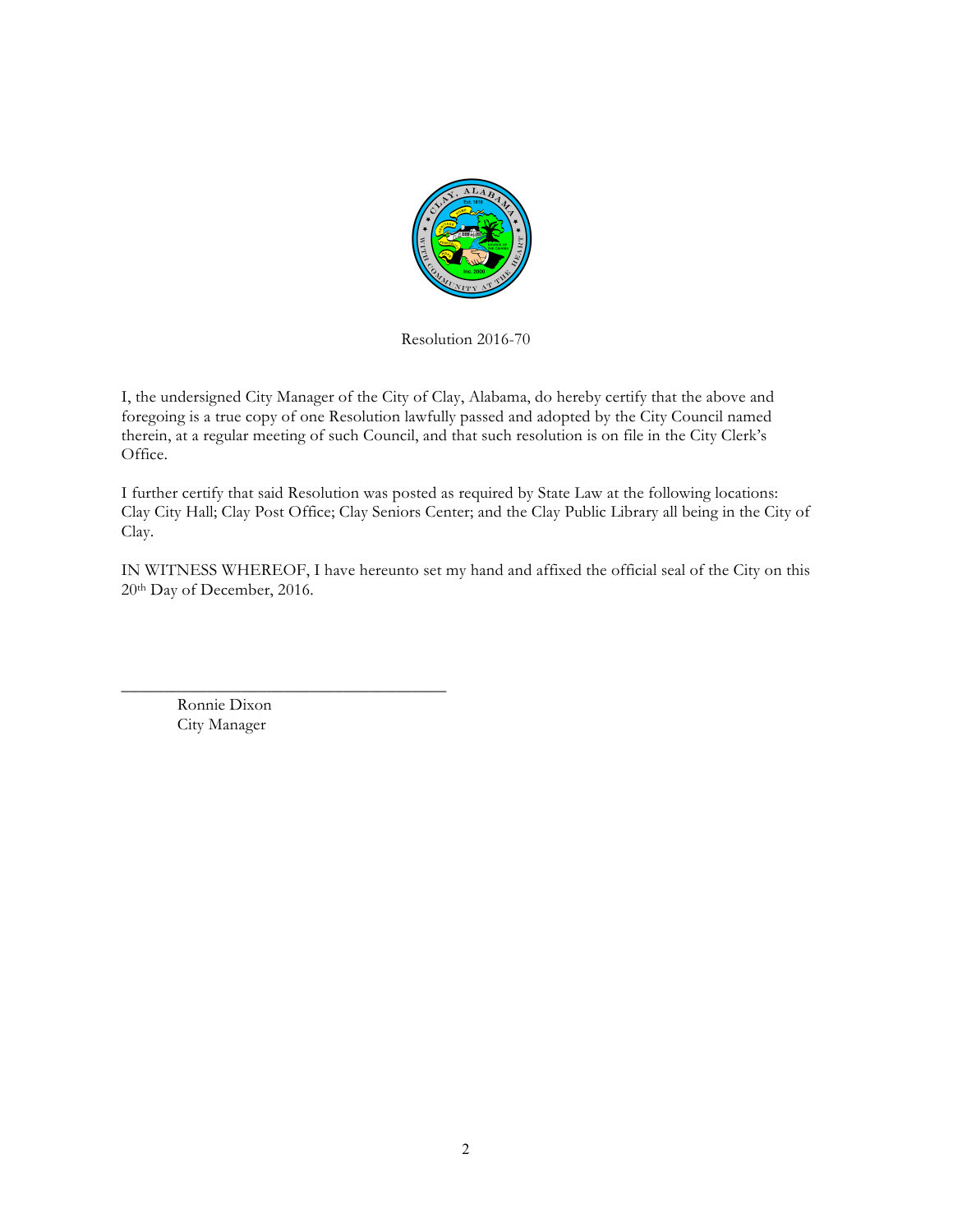Resolution 2016-70

I, the undersigned City Manager of the City of Clay, Alabama, do hereby certify that the above and foregoing is a true copy of one Resolution lawfully passed and adopted by the City Council named therein, at a regular meeting of such Council, and that such resolution is on file in the City Clerk's Office.

I further certify that said Resolution was posted as required by State Law at the following locations: Clay City Hall; Clay Post Office; Clay Seniors Center; and the Clay Public Library all being in the City of Clay.

IN WITNESS WHEREOF, I have hereunto set my hand and affixed the official seal of the City on this 20th Day of December, 2016.

\_\_\_\_\_\_\_\_\_\_\_\_\_\_\_\_\_\_\_\_\_\_\_\_\_\_\_\_\_\_\_\_\_\_\_\_\_\_\_

Ronnie Dixon
City Manager